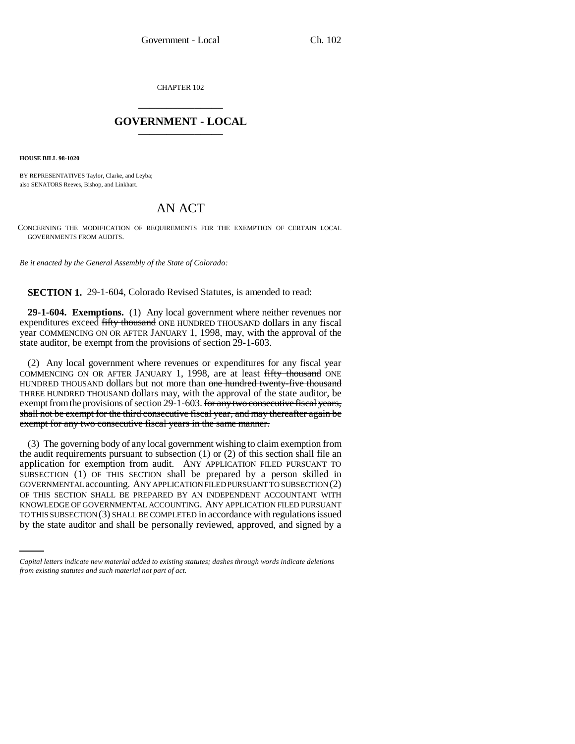CHAPTER 102

# GOVERNMENT - LOCAL

**HOUSE BILL 98-1020**

BY REPRESENTATIVES Taylor, Clarke, and Leyba;
also SENATORS Reeves, Bishop, and Linkhart.

# AN ACT

CONCERNING THE MODIFICATION OF REQUIREMENTS FOR THE EXEMPTION OF CERTAIN LOCAL GOVERNMENTS FROM AUDITS.

*Be it enacted by the General Assembly of the State of Colorado:*

**SECTION 1.** 29-1-604, Colorado Revised Statutes, is amended to read:

**29-1-604. Exemptions.** (1) Any local government where neither revenues nor expenditures exceed ~~fifty thousand~~ ONE HUNDRED THOUSAND dollars in any fiscal year COMMENCING ON OR AFTER JANUARY 1, 1998, may, with the approval of the state auditor, be exempt from the provisions of section 29-1-603.

(2) Any local government where revenues or expenditures for any fiscal year COMMENCING ON OR AFTER JANUARY 1, 1998, are at least ~~fifty thousand~~ ONE HUNDRED THOUSAND dollars but not more than ~~one hundred twenty-five thousand~~ THREE HUNDRED THOUSAND dollars may, with the approval of the state auditor, be exempt from the provisions of section 29-1-603. ~~for any two consecutive fiscal years, shall not be exempt for the third consecutive fiscal year, and may thereafter again be exempt for any two consecutive fiscal years in the same manner.~~

(3) The governing body of any local government wishing to claim exemption from the audit requirements pursuant to subsection (1) or (2) of this section shall file an application for exemption from audit. ANY APPLICATION FILED PURSUANT TO SUBSECTION (1) OF THIS SECTION shall be prepared by a person skilled in GOVERNMENTAL accounting. ANY APPLICATION FILED PURSUANT TO SUBSECTION (2) OF THIS SECTION SHALL BE PREPARED BY AN INDEPENDENT ACCOUNTANT WITH KNOWLEDGE OF GOVERNMENTAL ACCOUNTING. ANY APPLICATION FILED PURSUANT TO THIS SUBSECTION (3) SHALL BE COMPLETED in accordance with regulations issued by the state auditor and shall be personally reviewed, approved, and signed by a

*Capital letters indicate new material added to existing statutes; dashes through words indicate deletions from existing statutes and such material not part of act.*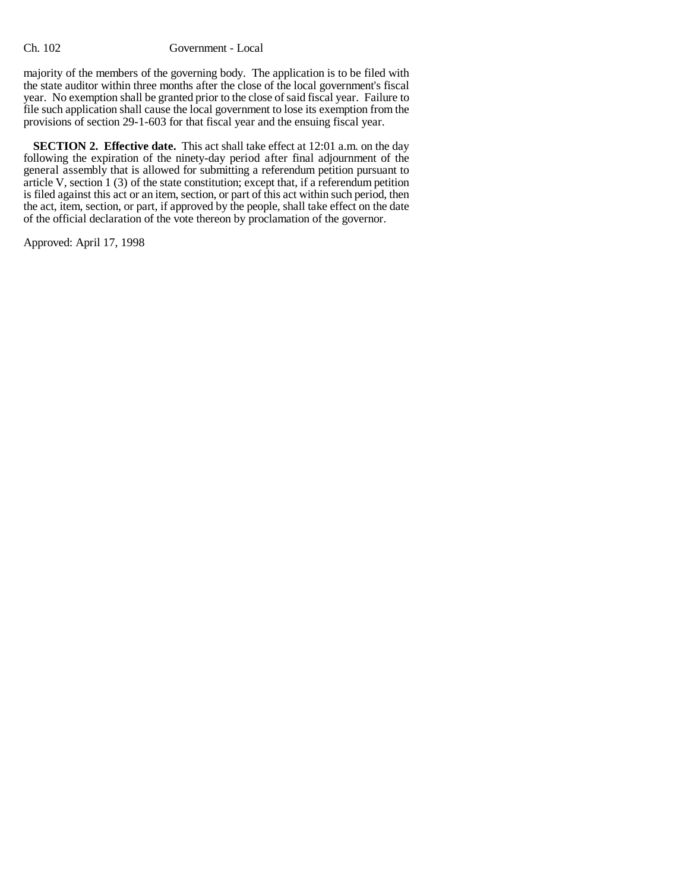majority of the members of the governing body. The application is to be filed with the state auditor within three months after the close of the local government's fiscal year. No exemption shall be granted prior to the close of said fiscal year. Failure to file such application shall cause the local government to lose its exemption from the provisions of section 29-1-603 for that fiscal year and the ensuing fiscal year.

**SECTION 2. Effective date.** This act shall take effect at 12:01 a.m. on the day following the expiration of the ninety-day period after final adjournment of the general assembly that is allowed for submitting a referendum petition pursuant to article V, section 1 (3) of the state constitution; except that, if a referendum petition is filed against this act or an item, section, or part of this act within such period, then the act, item, section, or part, if approved by the people, shall take effect on the date of the official declaration of the vote thereon by proclamation of the governor.

Approved: April 17, 1998